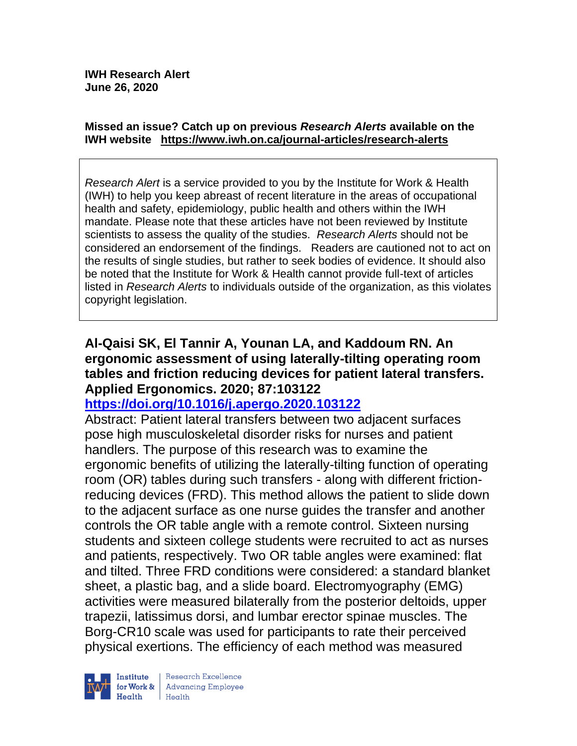**IWH Research Alert**
**June 26, 2020**

**Missed an issue? Catch up on previous *Research Alerts* available on the IWH website https://www.iwh.on.ca/journal-articles/research-alerts**

*Research Alert* is a service provided to you by the Institute for Work & Health (IWH) to help you keep abreast of recent literature in the areas of occupational health and safety, epidemiology, public health and others within the IWH mandate. Please note that these articles have not been reviewed by Institute scientists to assess the quality of the studies. *Research Alerts* should not be considered an endorsement of the findings. Readers are cautioned not to act on the results of single studies, but rather to seek bodies of evidence. It should also be noted that the Institute for Work & Health cannot provide full-text of articles listed in *Research Alerts* to individuals outside of the organization, as this violates copyright legislation.

**Al-Qaisi SK, El Tannir A, Younan LA, and Kaddoum RN. An ergonomic assessment of using laterally-tilting operating room tables and friction reducing devices for patient lateral transfers. Applied Ergonomics. 2020; 87:103122**
**https://doi.org/10.1016/j.apergo.2020.103122**

Abstract: Patient lateral transfers between two adjacent surfaces pose high musculoskeletal disorder risks for nurses and patient handlers. The purpose of this research was to examine the ergonomic benefits of utilizing the laterally-tilting function of operating room (OR) tables during such transfers - along with different friction-reducing devices (FRD). This method allows the patient to slide down to the adjacent surface as one nurse guides the transfer and another controls the OR table angle with a remote control. Sixteen nursing students and sixteen college students were recruited to act as nurses and patients, respectively. Two OR table angles were examined: flat and tilted. Three FRD conditions were considered: a standard blanket sheet, a plastic bag, and a slide board. Electromyography (EMG) activities were measured bilaterally from the posterior deltoids, upper trapezii, latissimus dorsi, and lumbar erector spinae muscles. The Borg-CR10 scale was used for participants to rate their perceived physical exertions. The efficiency of each method was measured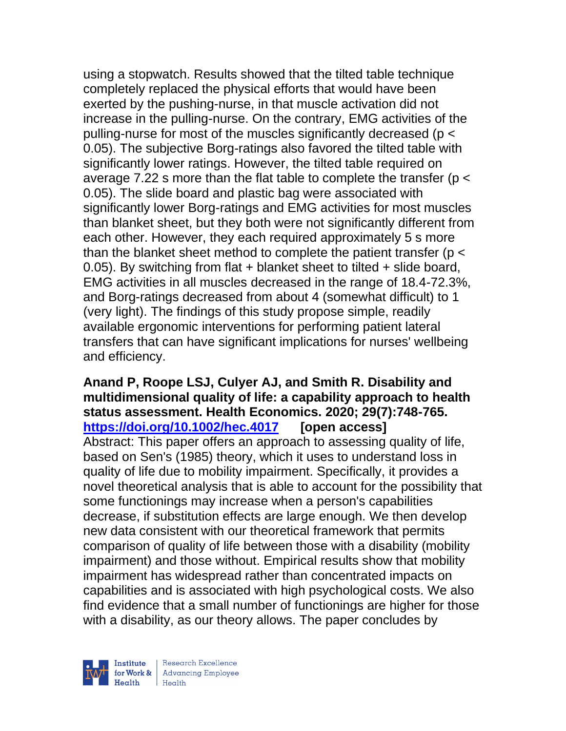using a stopwatch. Results showed that the tilted table technique completely replaced the physical efforts that would have been exerted by the pushing-nurse, in that muscle activation did not increase in the pulling-nurse. On the contrary, EMG activities of the pulling-nurse for most of the muscles significantly decreased ($p < 0.05$). The subjective Borg-ratings also favored the tilted table with significantly lower ratings. However, the tilted table required on average 7.22 s more than the flat table to complete the transfer ($p < 0.05$). The slide board and plastic bag were associated with significantly lower Borg-ratings and EMG activities for most muscles than blanket sheet, but they both were not significantly different from each other. However, they each required approximately 5 s more than the blanket sheet method to complete the patient transfer ($p < 0.05$). By switching from flat + blanket sheet to tilted + slide board, EMG activities in all muscles decreased in the range of 18.4-72.3%, and Borg-ratings decreased from about 4 (somewhat difficult) to 1 (very light). The findings of this study propose simple, readily available ergonomic interventions for performing patient lateral transfers that can have significant implications for nurses' wellbeing and efficiency.

**Anand P, Roope LSJ, Culyer AJ, and Smith R. Disability and multidimensional quality of life: a capability approach to health status assessment. Health Economics. 2020; 29(7):748-765. https://doi.org/10.1002/hec.4017 [open access]**
Abstract: This paper offers an approach to assessing quality of life, based on Sen's (1985) theory, which it uses to understand loss in quality of life due to mobility impairment. Specifically, it provides a novel theoretical analysis that is able to account for the possibility that some functionings may increase when a person's capabilities decrease, if substitution effects are large enough. We then develop new data consistent with our theoretical framework that permits comparison of quality of life between those with a disability (mobility impairment) and those without. Empirical results show that mobility impairment has widespread rather than concentrated impacts on capabilities and is associated with high psychological costs. We also find evidence that a small number of functionings are higher for those with a disability, as our theory allows. The paper concludes by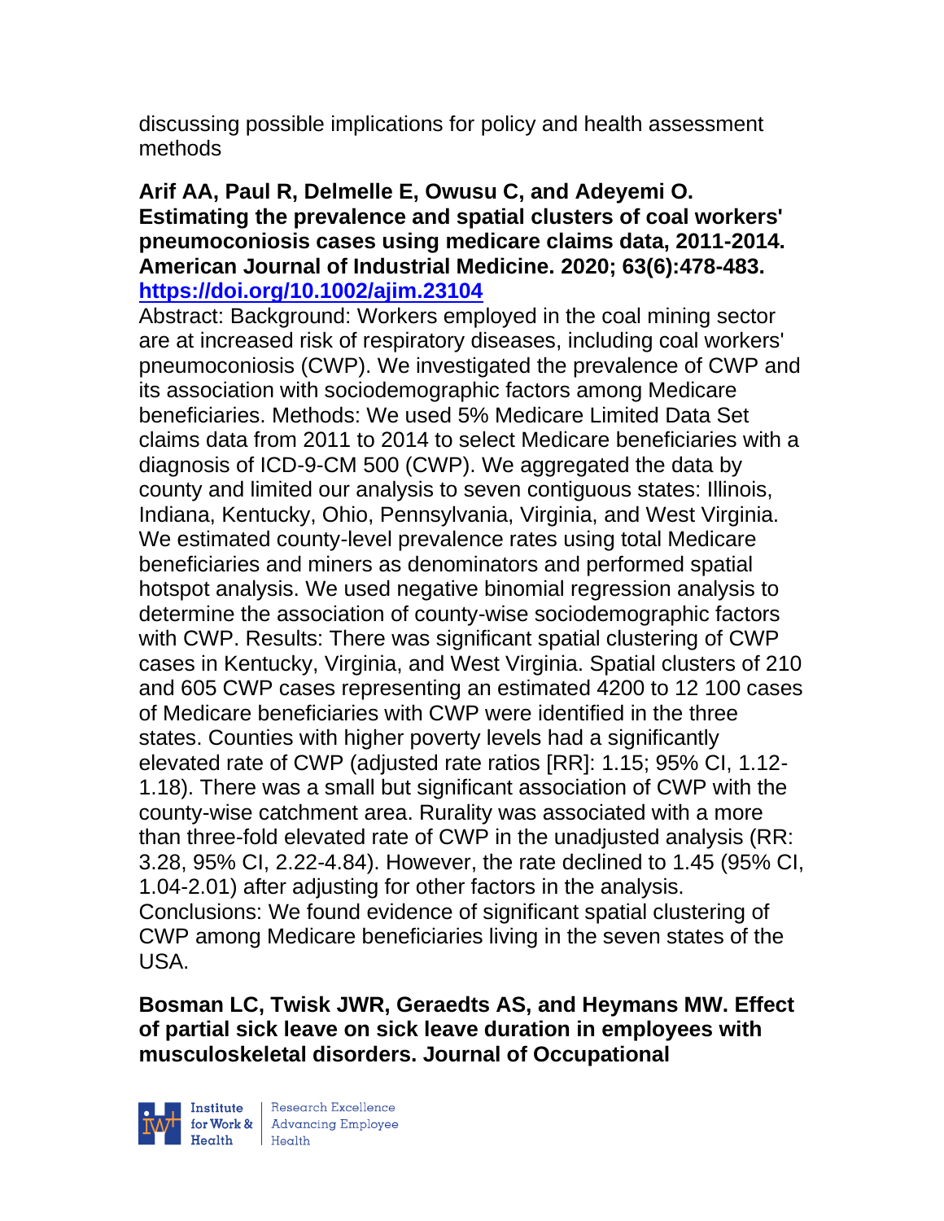discussing possible implications for policy and health assessment methods

**Arif AA, Paul R, Delmelle E, Owusu C, and Adeyemi O. Estimating the prevalence and spatial clusters of coal workers' pneumoconiosis cases using medicare claims data, 2011-2014. American Journal of Industrial Medicine. 2020; 63(6):478-483. [https://doi.org/10.1002/ajim.23104](https://doi.org/10.1002/ajim.23104)**

Abstract: Background: Workers employed in the coal mining sector are at increased risk of respiratory diseases, including coal workers' pneumoconiosis (CWP). We investigated the prevalence of CWP and its association with sociodemographic factors among Medicare beneficiaries. Methods: We used 5% Medicare Limited Data Set claims data from 2011 to 2014 to select Medicare beneficiaries with a diagnosis of ICD-9-CM 500 (CWP). We aggregated the data by county and limited our analysis to seven contiguous states: Illinois, Indiana, Kentucky, Ohio, Pennsylvania, Virginia, and West Virginia. We estimated county-level prevalence rates using total Medicare beneficiaries and miners as denominators and performed spatial hotspot analysis. We used negative binomial regression analysis to determine the association of county-wise sociodemographic factors with CWP. Results: There was significant spatial clustering of CWP cases in Kentucky, Virginia, and West Virginia. Spatial clusters of 210 and 605 CWP cases representing an estimated 4200 to 12 100 cases of Medicare beneficiaries with CWP were identified in the three states. Counties with higher poverty levels had a significantly elevated rate of CWP (adjusted rate ratios [RR]: 1.15; 95% CI, 1.12-1.18). There was a small but significant association of CWP with the county-wise catchment area. Rurality was associated with a more than three-fold elevated rate of CWP in the unadjusted analysis (RR: 3.28, 95% CI, 2.22-4.84). However, the rate declined to 1.45 (95% CI, 1.04-2.01) after adjusting for other factors in the analysis. Conclusions: We found evidence of significant spatial clustering of CWP among Medicare beneficiaries living in the seven states of the USA.

**Bosman LC, Twisk JWR, Geraedts AS, and Heymans MW. Effect of partial sick leave on sick leave duration in employees with musculoskeletal disorders. Journal of Occupational**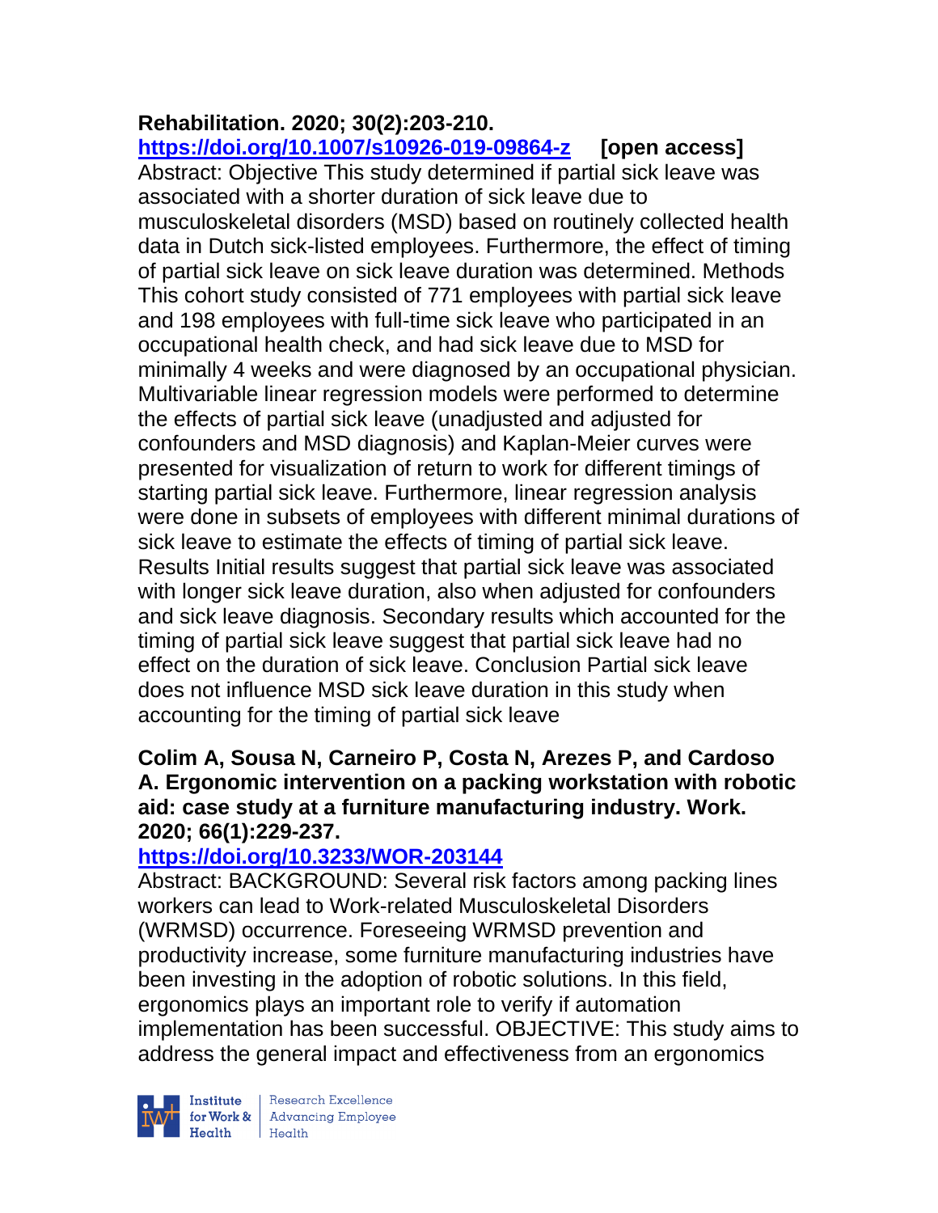**Rehabilitation. 2020; 30(2):203-210.**
**https://doi.org/10.1007/s10926-019-09864-z** **[open access]**
Abstract: Objective This study determined if partial sick leave was associated with a shorter duration of sick leave due to musculoskeletal disorders (MSD) based on routinely collected health data in Dutch sick-listed employees. Furthermore, the effect of timing of partial sick leave on sick leave duration was determined. Methods This cohort study consisted of 771 employees with partial sick leave and 198 employees with full-time sick leave who participated in an occupational health check, and had sick leave due to MSD for minimally 4 weeks and were diagnosed by an occupational physician. Multivariable linear regression models were performed to determine the effects of partial sick leave (unadjusted and adjusted for confounders and MSD diagnosis) and Kaplan-Meier curves were presented for visualization of return to work for different timings of starting partial sick leave. Furthermore, linear regression analysis were done in subsets of employees with different minimal durations of sick leave to estimate the effects of timing of partial sick leave. Results Initial results suggest that partial sick leave was associated with longer sick leave duration, also when adjusted for confounders and sick leave diagnosis. Secondary results which accounted for the timing of partial sick leave suggest that partial sick leave had no effect on the duration of sick leave. Conclusion Partial sick leave does not influence MSD sick leave duration in this study when accounting for the timing of partial sick leave

**Colim A, Sousa N, Carneiro P, Costa N, Arezes P, and Cardoso A. Ergonomic intervention on a packing workstation with robotic aid: case study at a furniture manufacturing industry. Work. 2020; 66(1):229-237.**
**https://doi.org/10.3233/WOR-203144**
Abstract: BACKGROUND: Several risk factors among packing lines workers can lead to Work-related Musculoskeletal Disorders (WRMSD) occurrence. Foreseeing WRMSD prevention and productivity increase, some furniture manufacturing industries have been investing in the adoption of robotic solutions. In this field, ergonomics plays an important role to verify if automation implementation has been successful. OBJECTIVE: This study aims to address the general impact and effectiveness from an ergonomics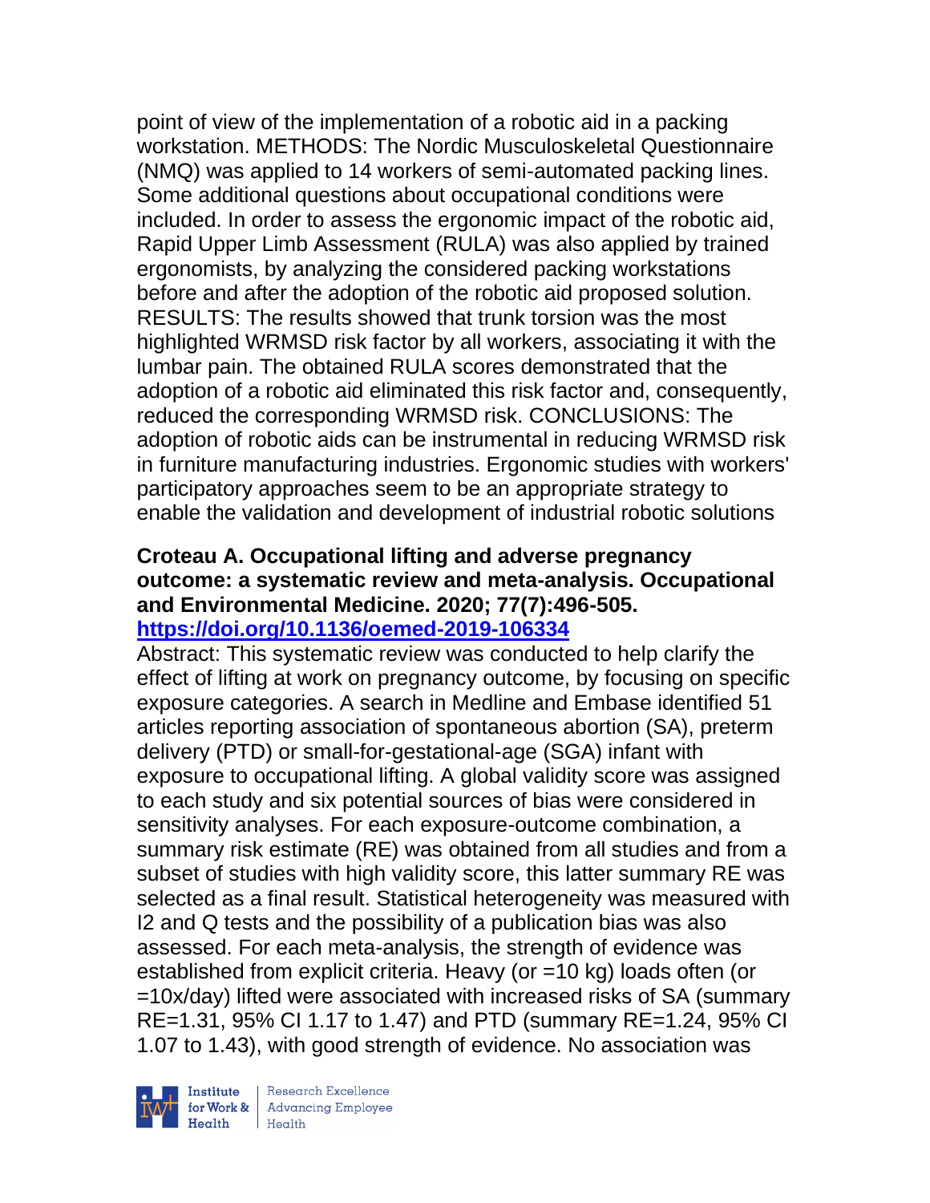point of view of the implementation of a robotic aid in a packing workstation. METHODS: The Nordic Musculoskeletal Questionnaire (NMQ) was applied to 14 workers of semi-automated packing lines. Some additional questions about occupational conditions were included. In order to assess the ergonomic impact of the robotic aid, Rapid Upper Limb Assessment (RULA) was also applied by trained ergonomists, by analyzing the considered packing workstations before and after the adoption of the robotic aid proposed solution. RESULTS: The results showed that trunk torsion was the most highlighted WRMSD risk factor by all workers, associating it with the lumbar pain. The obtained RULA scores demonstrated that the adoption of a robotic aid eliminated this risk factor and, consequently, reduced the corresponding WRMSD risk. CONCLUSIONS: The adoption of robotic aids can be instrumental in reducing WRMSD risk in furniture manufacturing industries. Ergonomic studies with workers' participatory approaches seem to be an appropriate strategy to enable the validation and development of industrial robotic solutions

**Croteau A. Occupational lifting and adverse pregnancy outcome: a systematic review and meta-analysis. Occupational and Environmental Medicine. 2020; 77(7):496-505. https://doi.org/10.1136/oemed-2019-106334**

Abstract: This systematic review was conducted to help clarify the effect of lifting at work on pregnancy outcome, by focusing on specific exposure categories. A search in Medline and Embase identified 51 articles reporting association of spontaneous abortion (SA), preterm delivery (PTD) or small-for-gestational-age (SGA) infant with exposure to occupational lifting. A global validity score was assigned to each study and six potential sources of bias were considered in sensitivity analyses. For each exposure-outcome combination, a summary risk estimate (RE) was obtained from all studies and from a subset of studies with high validity score, this latter summary RE was selected as a final result. Statistical heterogeneity was measured with I2 and Q tests and the possibility of a publication bias was also assessed. For each meta-analysis, the strength of evidence was established from explicit criteria. Heavy (or =10 kg) loads often (or =10x/day) lifted were associated with increased risks of SA (summary RE=1.31, 95% CI 1.17 to 1.47) and PTD (summary RE=1.24, 95% CI 1.07 to 1.43), with good strength of evidence. No association was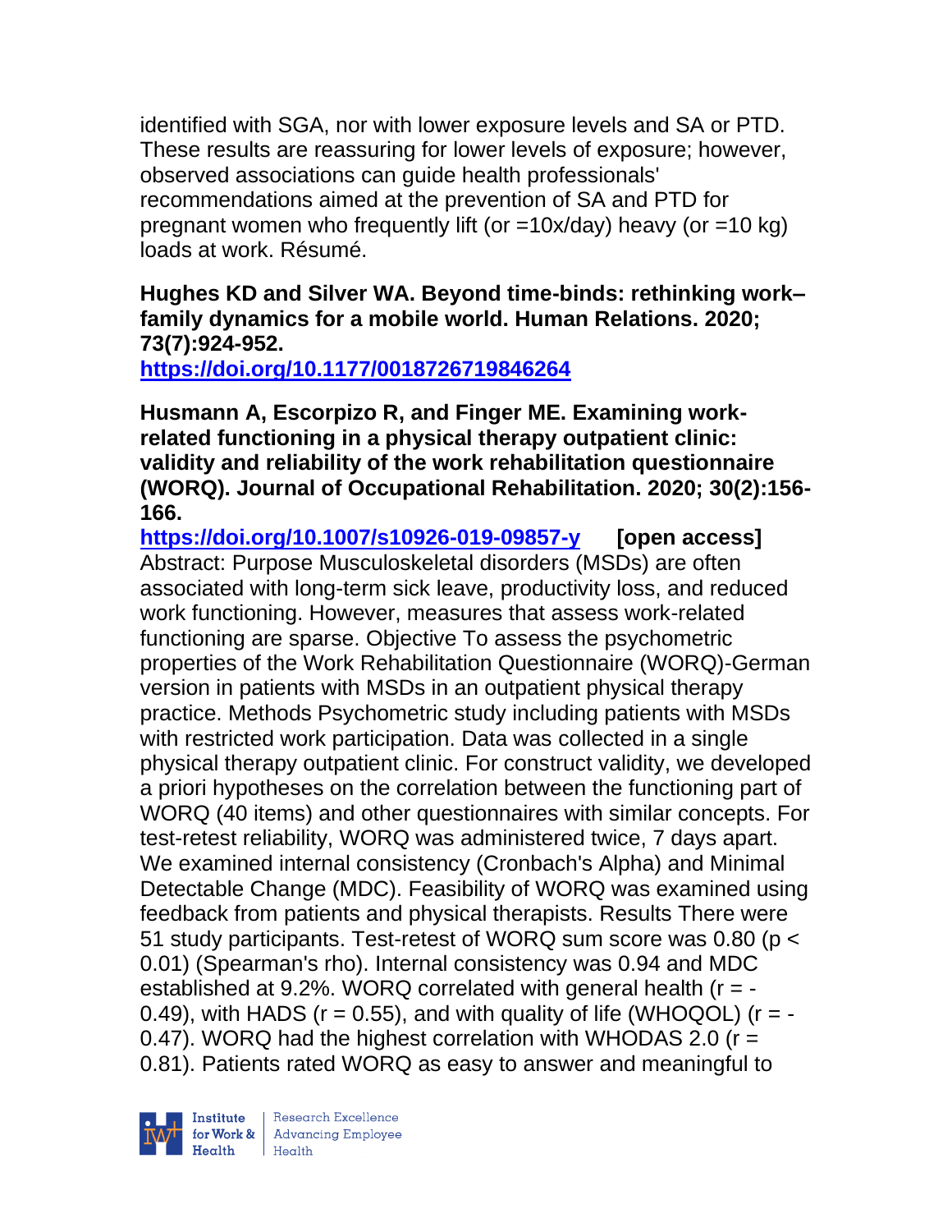identified with SGA, nor with lower exposure levels and SA or PTD. These results are reassuring for lower levels of exposure; however, observed associations can guide health professionals' recommendations aimed at the prevention of SA and PTD for pregnant women who frequently lift (or =10x/day) heavy (or =10 kg) loads at work. Résumé.

**Hughes KD and Silver WA. Beyond time-binds: rethinking work–family dynamics for a mobile world. Human Relations. 2020; 73(7):924-952.**
**https://doi.org/10.1177/0018726719846264**

**Husmann A, Escorpizo R, and Finger ME. Examining work-related functioning in a physical therapy outpatient clinic: validity and reliability of the work rehabilitation questionnaire (WORQ). Journal of Occupational Rehabilitation. 2020; 30(2):156-166.**
**https://doi.org/10.1007/s10926-019-09857-y** **[open access]**
Abstract: Purpose Musculoskeletal disorders (MSDs) are often associated with long-term sick leave, productivity loss, and reduced work functioning. However, measures that assess work-related functioning are sparse. Objective To assess the psychometric properties of the Work Rehabilitation Questionnaire (WORQ)-German version in patients with MSDs in an outpatient physical therapy practice. Methods Psychometric study including patients with MSDs with restricted work participation. Data was collected in a single physical therapy outpatient clinic. For construct validity, we developed a priori hypotheses on the correlation between the functioning part of WORQ (40 items) and other questionnaires with similar concepts. For test-retest reliability, WORQ was administered twice, 7 days apart. We examined internal consistency (Cronbach's Alpha) and Minimal Detectable Change (MDC). Feasibility of WORQ was examined using feedback from patients and physical therapists. Results There were 51 study participants. Test-retest of WORQ sum score was 0.80 ($p < 0.01$) (Spearman's rho). Internal consistency was 0.94 and MDC established at 9.2%. WORQ correlated with general health ($r = -0.49$), with HADS ($r = 0.55$), and with quality of life (WHOQOL) ($r = -0.47$). WORQ had the highest correlation with WHODAS 2.0 ($r = 0.81$). Patients rated WORQ as easy to answer and meaningful to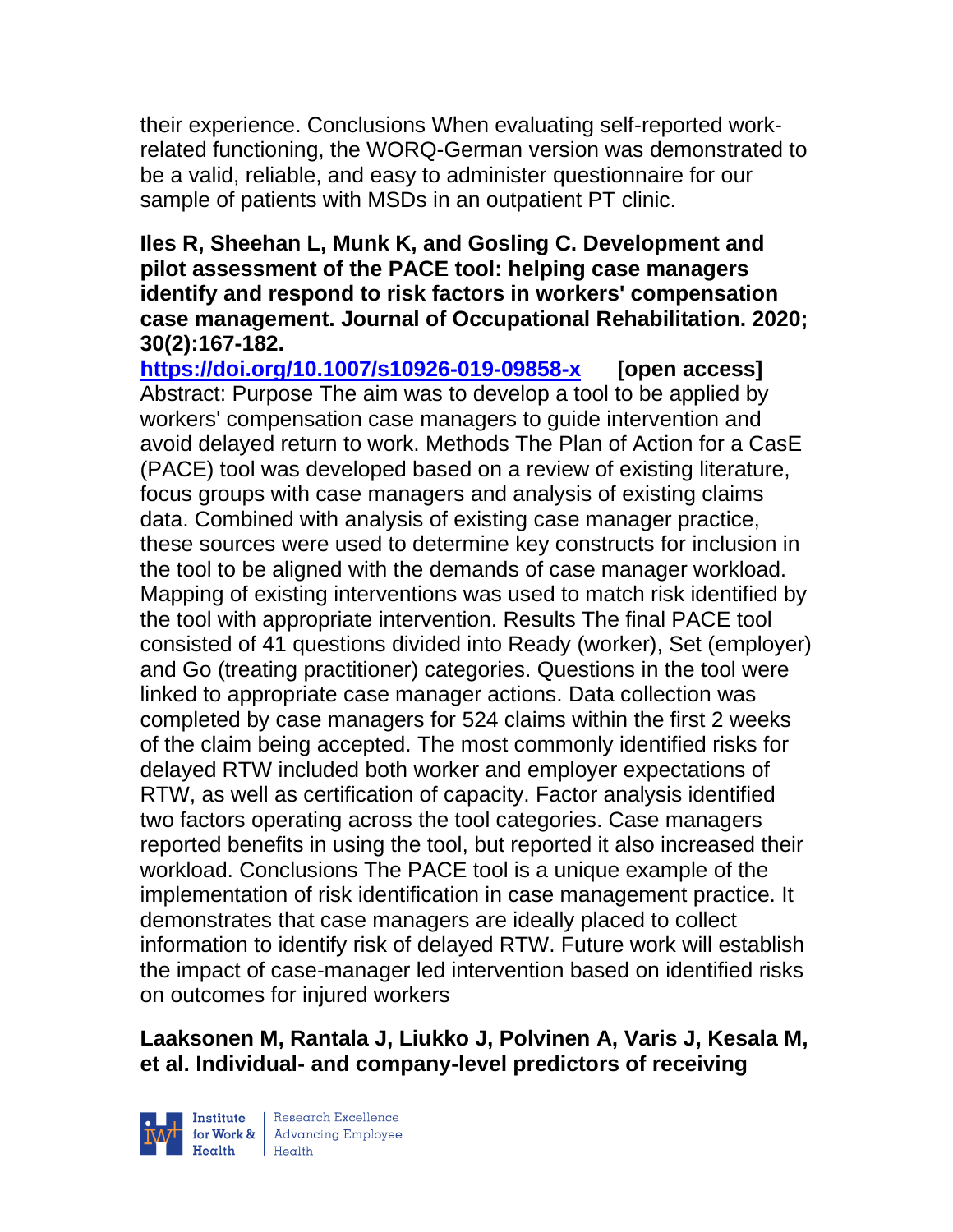their experience. Conclusions When evaluating self-reported work-related functioning, the WORQ-German version was demonstrated to be a valid, reliable, and easy to administer questionnaire for our sample of patients with MSDs in an outpatient PT clinic.

**Iles R, Sheehan L, Munk K, and Gosling C. Development and pilot assessment of the PACE tool: helping case managers identify and respond to risk factors in workers' compensation case management. Journal of Occupational Rehabilitation. 2020; 30(2):167-182.**

https://doi.org/10.1007/s10926-019-09858-x **[open access]**

Abstract: Purpose The aim was to develop a tool to be applied by workers' compensation case managers to guide intervention and avoid delayed return to work. Methods The Plan of Action for a CasE (PACE) tool was developed based on a review of existing literature, focus groups with case managers and analysis of existing claims data. Combined with analysis of existing case manager practice, these sources were used to determine key constructs for inclusion in the tool to be aligned with the demands of case manager workload. Mapping of existing interventions was used to match risk identified by the tool with appropriate intervention. Results The final PACE tool consisted of 41 questions divided into Ready (worker), Set (employer) and Go (treating practitioner) categories. Questions in the tool were linked to appropriate case manager actions. Data collection was completed by case managers for 524 claims within the first 2 weeks of the claim being accepted. The most commonly identified risks for delayed RTW included both worker and employer expectations of RTW, as well as certification of capacity. Factor analysis identified two factors operating across the tool categories. Case managers reported benefits in using the tool, but reported it also increased their workload. Conclusions The PACE tool is a unique example of the implementation of risk identification in case management practice. It demonstrates that case managers are ideally placed to collect information to identify risk of delayed RTW. Future work will establish the impact of case-manager led intervention based on identified risks on outcomes for injured workers

**Laaksonen M, Rantala J, Liukko J, Polvinen A, Varis J, Kesala M, et al. Individual- and company-level predictors of receiving**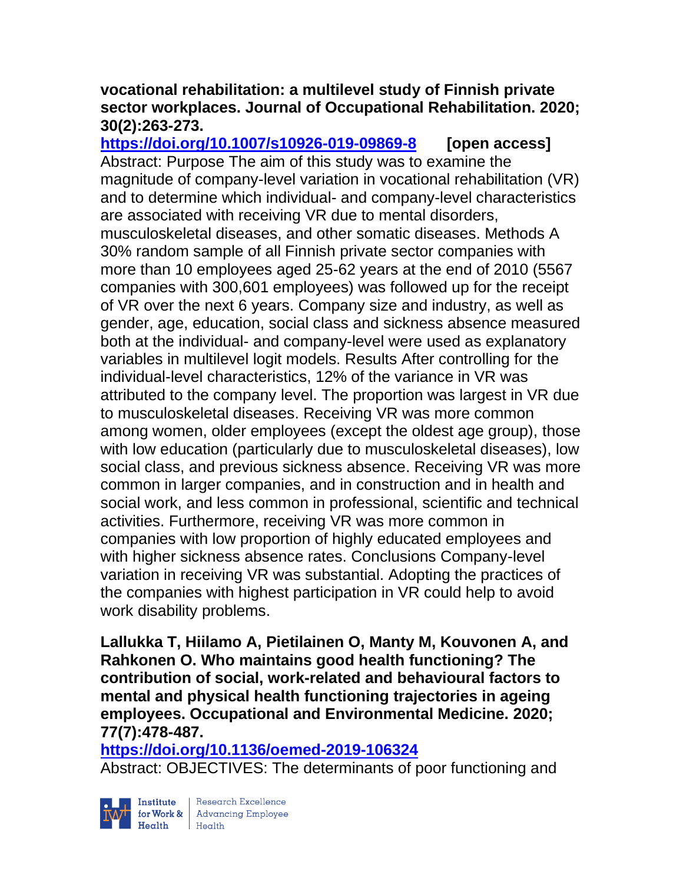**vocational rehabilitation: a multilevel study of Finnish private sector workplaces. Journal of Occupational Rehabilitation. 2020; 30(2):263-273.**

**https://doi.org/10.1007/s10926-019-09869-8** **[open access]**

Abstract: Purpose The aim of this study was to examine the magnitude of company-level variation in vocational rehabilitation (VR) and to determine which individual- and company-level characteristics are associated with receiving VR due to mental disorders, musculoskeletal diseases, and other somatic diseases. Methods A 30% random sample of all Finnish private sector companies with more than 10 employees aged 25-62 years at the end of 2010 (5567 companies with 300,601 employees) was followed up for the receipt of VR over the next 6 years. Company size and industry, as well as gender, age, education, social class and sickness absence measured both at the individual- and company-level were used as explanatory variables in multilevel logit models. Results After controlling for the individual-level characteristics, 12% of the variance in VR was attributed to the company level. The proportion was largest in VR due to musculoskeletal diseases. Receiving VR was more common among women, older employees (except the oldest age group), those with low education (particularly due to musculoskeletal diseases), low social class, and previous sickness absence. Receiving VR was more common in larger companies, and in construction and in health and social work, and less common in professional, scientific and technical activities. Furthermore, receiving VR was more common in companies with low proportion of highly educated employees and with higher sickness absence rates. Conclusions Company-level variation in receiving VR was substantial. Adopting the practices of the companies with highest participation in VR could help to avoid work disability problems.

**Lallukka T, Hiilamo A, Pietilainen O, Manty M, Kouvonen A, and Rahkonen O. Who maintains good health functioning? The contribution of social, work-related and behavioural factors to mental and physical health functioning trajectories in ageing employees. Occupational and Environmental Medicine. 2020; 77(7):478-487.**

**https://doi.org/10.1136/oemed-2019-106324**

Abstract: OBJECTIVES: The determinants of poor functioning and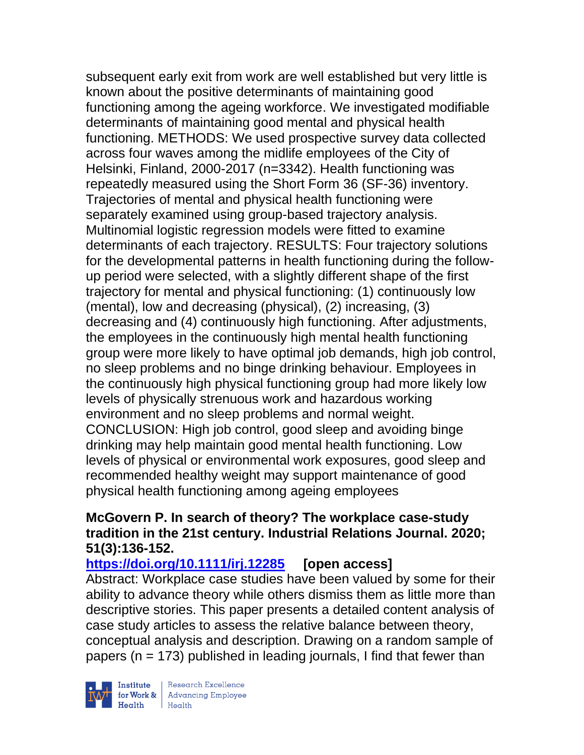subsequent early exit from work are well established but very little is known about the positive determinants of maintaining good functioning among the ageing workforce. We investigated modifiable determinants of maintaining good mental and physical health functioning. METHODS: We used prospective survey data collected across four waves among the midlife employees of the City of Helsinki, Finland, 2000-2017 (n=3342). Health functioning was repeatedly measured using the Short Form 36 (SF-36) inventory. Trajectories of mental and physical health functioning were separately examined using group-based trajectory analysis. Multinomial logistic regression models were fitted to examine determinants of each trajectory. RESULTS: Four trajectory solutions for the developmental patterns in health functioning during the follow-up period were selected, with a slightly different shape of the first trajectory for mental and physical functioning: (1) continuously low (mental), low and decreasing (physical), (2) increasing, (3) decreasing and (4) continuously high functioning. After adjustments, the employees in the continuously high mental health functioning group were more likely to have optimal job demands, high job control, no sleep problems and no binge drinking behaviour. Employees in the continuously high physical functioning group had more likely low levels of physically strenuous work and hazardous working environment and no sleep problems and normal weight. CONCLUSION: High job control, good sleep and avoiding binge drinking may help maintain good mental health functioning. Low levels of physical or environmental work exposures, good sleep and recommended healthy weight may support maintenance of good physical health functioning among ageing employees

**McGovern P. In search of theory? The workplace case-study tradition in the 21st century. Industrial Relations Journal. 2020; 51(3):136-152.**

**https://doi.org/10.1111/irj.12285 [open access]**

Abstract: Workplace case studies have been valued by some for their ability to advance theory while others dismiss them as little more than descriptive stories. This paper presents a detailed content analysis of case study articles to assess the relative balance between theory, conceptual analysis and description. Drawing on a random sample of papers (n = 173) published in leading journals, I find that fewer than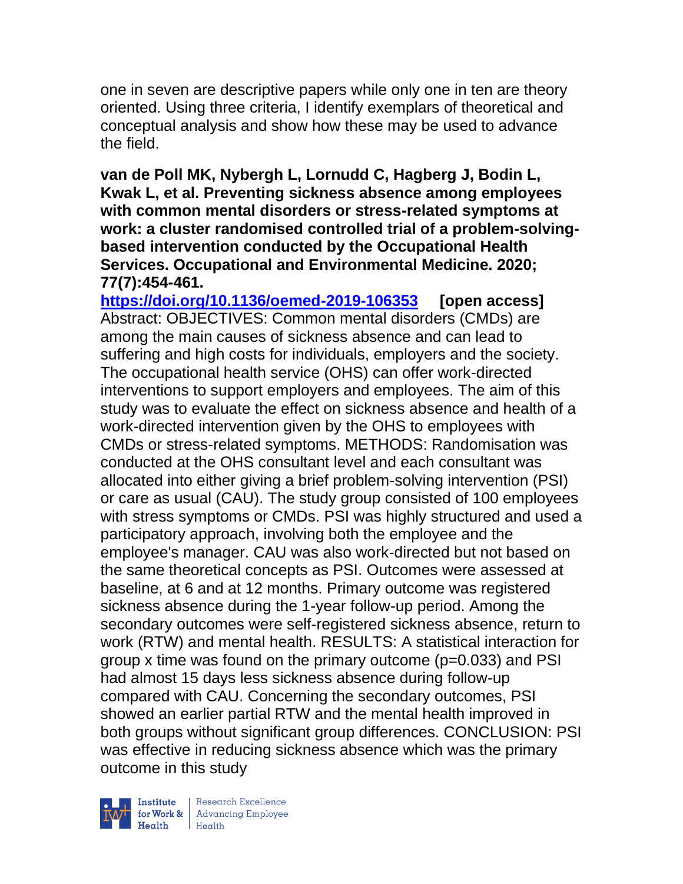one in seven are descriptive papers while only one in ten are theory oriented. Using three criteria, I identify exemplars of theoretical and conceptual analysis and show how these may be used to advance the field.

**van de Poll MK, Nybergh L, Lornudd C, Hagberg J, Bodin L, Kwak L, et al. Preventing sickness absence among employees with common mental disorders or stress-related symptoms at work: a cluster randomised controlled trial of a problem-solving-based intervention conducted by the Occupational Health Services. Occupational and Environmental Medicine. 2020; 77(7):454-461.**

https://doi.org/10.1136/oemed-2019-106353 **[open access]**

Abstract: OBJECTIVES: Common mental disorders (CMDs) are among the main causes of sickness absence and can lead to suffering and high costs for individuals, employers and the society. The occupational health service (OHS) can offer work-directed interventions to support employers and employees. The aim of this study was to evaluate the effect on sickness absence and health of a work-directed intervention given by the OHS to employees with CMDs or stress-related symptoms. METHODS: Randomisation was conducted at the OHS consultant level and each consultant was allocated into either giving a brief problem-solving intervention (PSI) or care as usual (CAU). The study group consisted of 100 employees with stress symptoms or CMDs. PSI was highly structured and used a participatory approach, involving both the employee and the employee's manager. CAU was also work-directed but not based on the same theoretical concepts as PSI. Outcomes were assessed at baseline, at 6 and at 12 months. Primary outcome was registered sickness absence during the 1-year follow-up period. Among the secondary outcomes were self-registered sickness absence, return to work (RTW) and mental health. RESULTS: A statistical interaction for group x time was found on the primary outcome ($p=0.033$) and PSI had almost 15 days less sickness absence during follow-up compared with CAU. Concerning the secondary outcomes, PSI showed an earlier partial RTW and the mental health improved in both groups without significant group differences. CONCLUSION: PSI was effective in reducing sickness absence which was the primary outcome in this study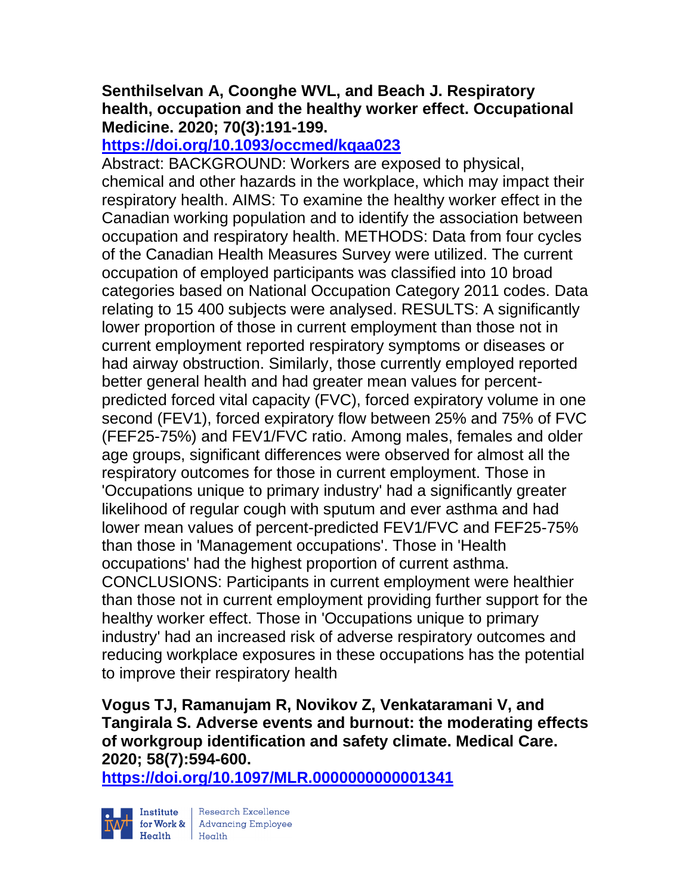**Senthilselvan A, Coonghe WVL, and Beach J. Respiratory health, occupation and the healthy worker effect. Occupational Medicine. 2020; 70(3):191-199.**

**https://doi.org/10.1093/occmed/kqaa023**

Abstract: BACKGROUND: Workers are exposed to physical, chemical and other hazards in the workplace, which may impact their respiratory health. AIMS: To examine the healthy worker effect in the Canadian working population and to identify the association between occupation and respiratory health. METHODS: Data from four cycles of the Canadian Health Measures Survey were utilized. The current occupation of employed participants was classified into 10 broad categories based on National Occupation Category 2011 codes. Data relating to 15 400 subjects were analysed. RESULTS: A significantly lower proportion of those in current employment than those not in current employment reported respiratory symptoms or diseases or had airway obstruction. Similarly, those currently employed reported better general health and had greater mean values for percent-predicted forced vital capacity (FVC), forced expiratory volume in one second (FEV1), forced expiratory flow between 25% and 75% of FVC (FEF25-75%) and FEV1/FVC ratio. Among males, females and older age groups, significant differences were observed for almost all the respiratory outcomes for those in current employment. Those in 'Occupations unique to primary industry' had a significantly greater likelihood of regular cough with sputum and ever asthma and had lower mean values of percent-predicted FEV1/FVC and FEF25-75% than those in 'Management occupations'. Those in 'Health occupations' had the highest proportion of current asthma. CONCLUSIONS: Participants in current employment were healthier than those not in current employment providing further support for the healthy worker effect. Those in 'Occupations unique to primary industry' had an increased risk of adverse respiratory outcomes and reducing workplace exposures in these occupations has the potential to improve their respiratory health

**Vogus TJ, Ramanujam R, Novikov Z, Venkataramani V, and Tangirala S. Adverse events and burnout: the moderating effects of workgroup identification and safety climate. Medical Care. 2020; 58(7):594-600.**

**https://doi.org/10.1097/MLR.0000000000001341**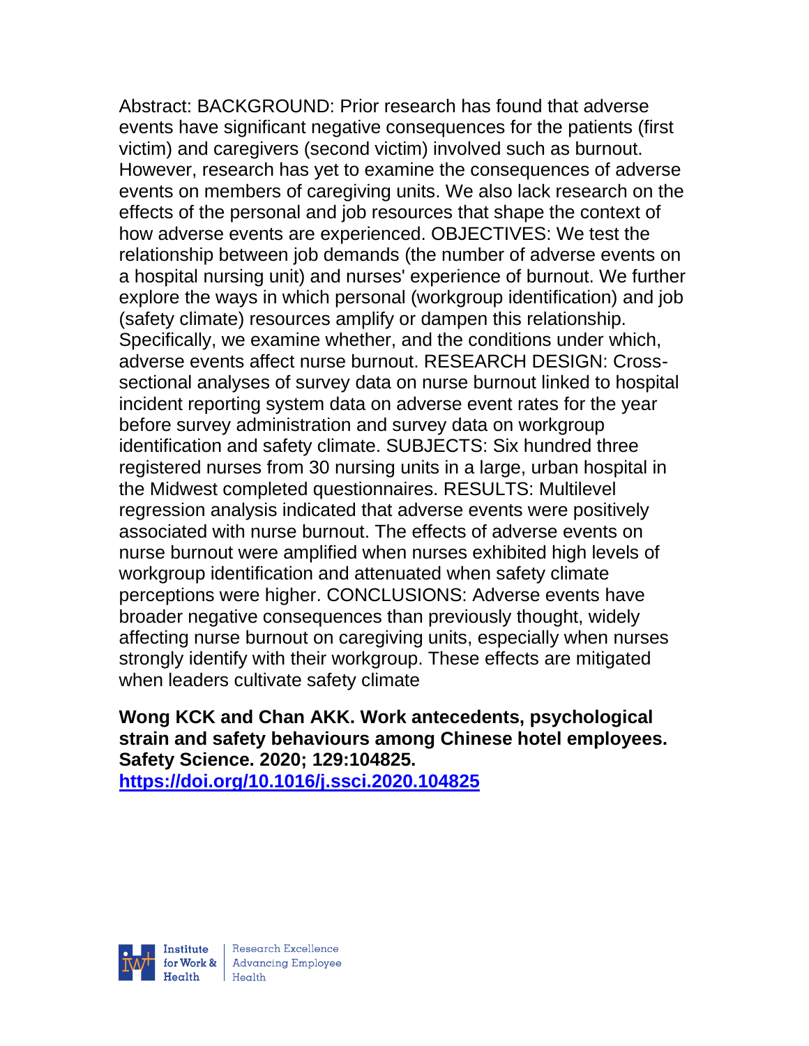Abstract: BACKGROUND: Prior research has found that adverse events have significant negative consequences for the patients (first victim) and caregivers (second victim) involved such as burnout. However, research has yet to examine the consequences of adverse events on members of caregiving units. We also lack research on the effects of the personal and job resources that shape the context of how adverse events are experienced. OBJECTIVES: We test the relationship between job demands (the number of adverse events on a hospital nursing unit) and nurses' experience of burnout. We further explore the ways in which personal (workgroup identification) and job (safety climate) resources amplify or dampen this relationship. Specifically, we examine whether, and the conditions under which, adverse events affect nurse burnout. RESEARCH DESIGN: Cross-sectional analyses of survey data on nurse burnout linked to hospital incident reporting system data on adverse event rates for the year before survey administration and survey data on workgroup identification and safety climate. SUBJECTS: Six hundred three registered nurses from 30 nursing units in a large, urban hospital in the Midwest completed questionnaires. RESULTS: Multilevel regression analysis indicated that adverse events were positively associated with nurse burnout. The effects of adverse events on nurse burnout were amplified when nurses exhibited high levels of workgroup identification and attenuated when safety climate perceptions were higher. CONCLUSIONS: Adverse events have broader negative consequences than previously thought, widely affecting nurse burnout on caregiving units, especially when nurses strongly identify with their workgroup. These effects are mitigated when leaders cultivate safety climate

**Wong KCK and Chan AKK. Work antecedents, psychological strain and safety behaviours among Chinese hotel employees. Safety Science. 2020; 129:104825.**
**https://doi.org/10.1016/j.ssci.2020.104825**